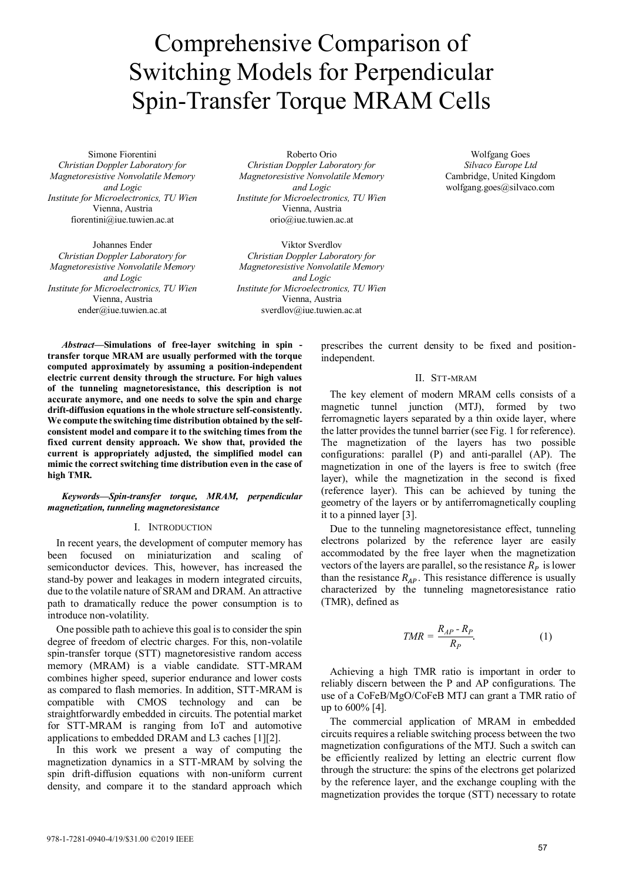# Comprehensive Comparison of Switching Models for Perpendicular Spin-Transfer Torque MRAM Cells

Simone Fiorentini
*Christian Doppler Laboratory for Magnetoresistive Nonvolatile Memory and Logic*
*Institute for Microelectronics, TU Wien*
Vienna, Austria
fiorentini@iue.tuwien.ac.at

Roberto Orio
*Christian Doppler Laboratory for Magnetoresistive Nonvolatile Memory and Logic*
*Institute for Microelectronics, TU Wien*
Vienna, Austria
orio@iue.tuwien.ac.at

Wolfgang Goes
*Silvaco Europe Ltd*
Cambridge, United Kingdom
wolfgang.goes@silvaco.com

Johannes Ender
*Christian Doppler Laboratory for Magnetoresistive Nonvolatile Memory and Logic*
*Institute for Microelectronics, TU Wien*
Vienna, Austria
ender@iue.tuwien.ac.at

Viktor Sverdlov
*Christian Doppler Laboratory for Magnetoresistive Nonvolatile Memory and Logic*
*Institute for Microelectronics, TU Wien*
Vienna, Austria
sverdlov@iue.tuwien.ac.at

***Abstract*—Simulations of free-layer switching in spin - transfer torque MRAM are usually performed with the torque computed approximately by assuming a position-independent electric current density through the structure. For high values of the tunneling magnetoresistance, this description is not accurate anymore, and one needs to solve the spin and charge drift-diffusion equations in the whole structure self-consistently. We compute the switching time distribution obtained by the self-consistent model and compare it to the switching times from the fixed current density approach. We show that, provided the current is appropriately adjusted, the simplified model can mimic the correct switching time distribution even in the case of high TMR.**

***Keywords*—Spin-transfer torque, MRAM, perpendicular magnetization, tunneling magnetoresistance**

## I. Introduction

In recent years, the development of computer memory has been focused on miniaturization and scaling of semiconductor devices. This, however, has increased the stand-by power and leakages in modern integrated circuits, due to the volatile nature of SRAM and DRAM. An attractive path to dramatically reduce the power consumption is to introduce non-volatility.

One possible path to achieve this goal is to consider the spin degree of freedom of electric charges. For this, non-volatile spin-transfer torque (STT) magnetoresistive random access memory (MRAM) is a viable candidate. STT-MRAM combines higher speed, superior endurance and lower costs as compared to flash memories. In addition, STT-MRAM is compatible with CMOS technology and can be straightforwardly embedded in circuits. The potential market for STT-MRAM is ranging from IoT and automotive applications to embedded DRAM and L3 caches [1][2].

In this work we present a way of computing the magnetization dynamics in a STT-MRAM by solving the spin drift-diffusion equations with non-uniform current density, and compare it to the standard approach which prescribes the current density to be fixed and position-independent.

## II. STT-MRAM

The key element of modern MRAM cells consists of a magnetic tunnel junction (MTJ), formed by two ferromagnetic layers separated by a thin oxide layer, where the latter provides the tunnel barrier (see Fig. 1 for reference). The magnetization of the layers has two possible configurations: parallel (P) and anti-parallel (AP). The magnetization in one of the layers is free to switch (free layer), while the magnetization in the second is fixed (reference layer). This can be achieved by tuning the geometry of the layers or by antiferromagnetically coupling it to a pinned layer [3].

Due to the tunneling magnetoresistance effect, tunneling electrons polarized by the reference layer are easily accommodated by the free layer when the magnetization vectors of the layers are parallel, so the resistance $R_P$ is lower than the resistance $R_{AP}$. This resistance difference is usually characterized by the tunneling magnetoresistance ratio (TMR), defined as

$$TMR = \frac{R_{AP} - R_P}{R_P}. \tag{1}$$

Achieving a high TMR ratio is important in order to reliably discern between the P and AP configurations. The use of a CoFeB/MgO/CoFeB MTJ can grant a TMR ratio of up to 600% [4].

The commercial application of MRAM in embedded circuits requires a reliable switching process between the two magnetization configurations of the MTJ. Such a switch can be efficiently realized by letting an electric current flow through the structure: the spins of the electrons get polarized by the reference layer, and the exchange coupling with the magnetization provides the torque (STT) necessary to rotate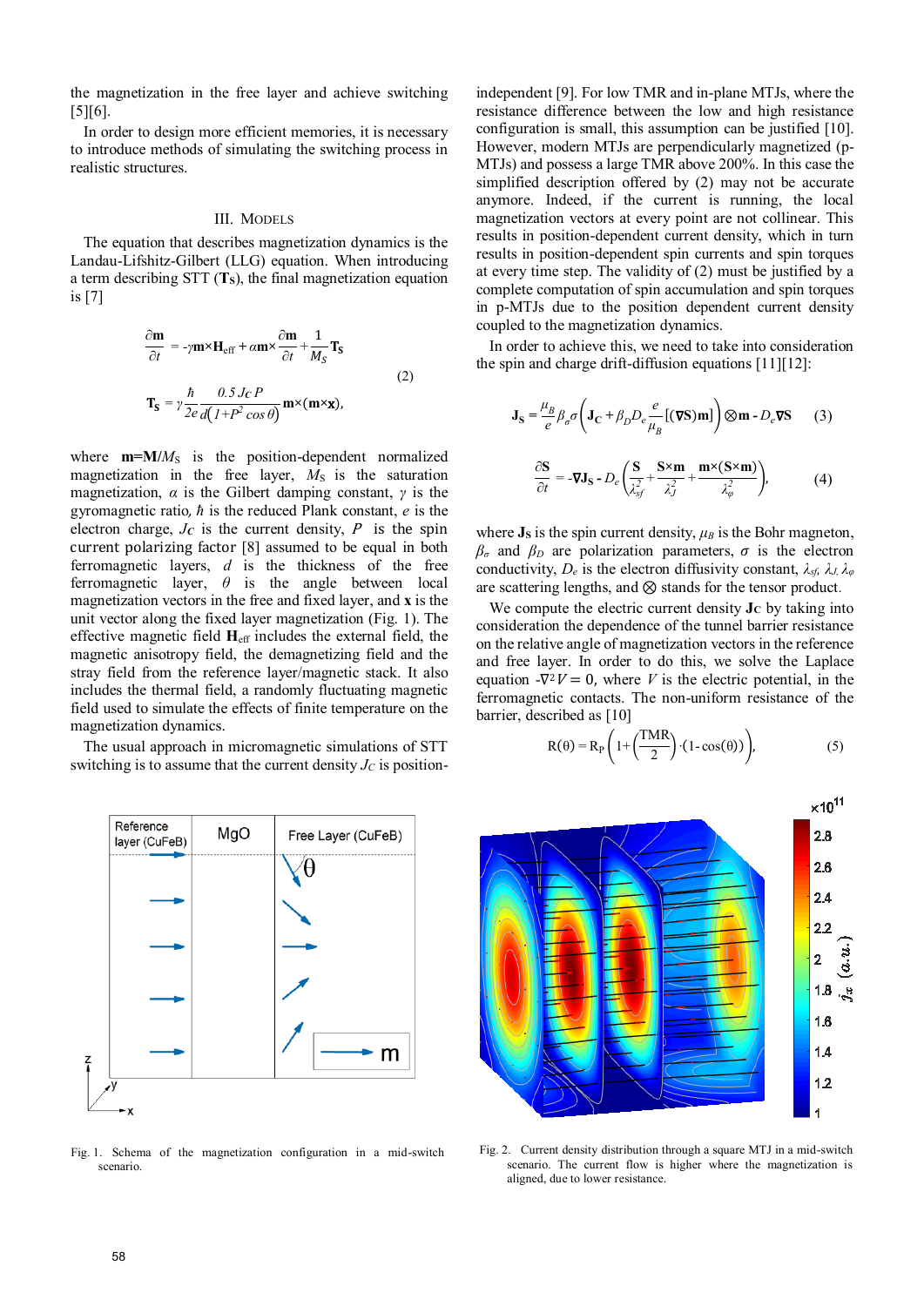the magnetization in the free layer and achieve switching [5][6].

In order to design more efficient memories, it is necessary to introduce methods of simulating the switching process in realistic structures.

## III. Models

The equation that describes magnetization dynamics is the Landau-Lifshitz-Gilbert (LLG) equation. When introducing a term describing STT ($\mathbf{T}_S$), the final magnetization equation is [7]

$$\frac{\partial \mathbf{m}}{\partial t} = -\gamma \mathbf{m}\times\mathbf{H}_{\text{eff}} + \alpha \mathbf{m}\times\frac{\partial \mathbf{m}}{\partial t} + \frac{1}{M_S}\mathbf{T}_S$$
$$\mathbf{T}_S = \gamma\frac{\hbar}{2e}\frac{0.5\,J_C\,P}{d\left(1+P^2\cos\theta\right)}\mathbf{m}\times(\mathbf{m}\times\mathbf{x}), \qquad (2)$$

where $\mathbf{m}=\mathbf{M}/M_S$ is the position-dependent normalized magnetization in the free layer, $M_S$ is the saturation magnetization, $\alpha$ is the Gilbert damping constant, $\gamma$ is the gyromagnetic ratio, $\hbar$ is the reduced Plank constant, $e$ is the electron charge, $J_C$ is the current density, $P$ is the spin current polarizing factor [8] assumed to be equal in both ferromagnetic layers, $d$ is the thickness of the free ferromagnetic layer, $\theta$ is the angle between local magnetization vectors in the free and fixed layer, and $\mathbf{x}$ is the unit vector along the fixed layer magnetization (Fig. 1). The effective magnetic field $\mathbf{H}_{\text{eff}}$ includes the external field, the magnetic anisotropy field, the demagnetizing field and the stray field from the reference layer/magnetic stack. It also includes the thermal field, a randomly fluctuating magnetic field used to simulate the effects of finite temperature on the magnetization dynamics.

The usual approach in micromagnetic simulations of STT switching is to assume that the current density $J_C$ is position-independent [9]. For low TMR and in-plane MTJs, where the resistance difference between the low and high resistance configuration is small, this assumption can be justified [10]. However, modern MTJs are perpendicularly magnetized (p-MTJs) and possess a large TMR above 200%. In this case the simplified description offered by (2) may not be accurate anymore. Indeed, if the current is running, the local magnetization vectors at every point are not collinear. This results in position-dependent current density, which in turn results in position-dependent spin currents and spin torques at every time step. The validity of (2) must be justified by a complete computation of spin accumulation and spin torques in p-MTJs due to the position dependent current density coupled to the magnetization dynamics.

In order to achieve this, we need to take into consideration the spin and charge drift-diffusion equations [11][12]:

$$\mathbf{J}_S = \frac{\mu_B}{e}\beta_\sigma\sigma\left(\mathbf{J}_C + \beta_D D_e\frac{e}{\mu_B}[(\nabla\mathbf{S})\mathbf{m}]\right)\otimes\mathbf{m} - D_e\nabla\mathbf{S} \qquad (3)$$

$$\frac{\partial \mathbf{S}}{\partial t} = -\nabla\mathbf{J}_S - D_e\left(\frac{\mathbf{S}}{\lambda_{sf}^2} + \frac{\mathbf{S}\times\mathbf{m}}{\lambda_J^2} + \frac{\mathbf{m}\times(\mathbf{S}\times\mathbf{m})}{\lambda_\varphi^2}\right), \qquad (4)$$

where $\mathbf{J}_S$ is the spin current density, $\mu_B$ is the Bohr magneton, $\beta_\sigma$ and $\beta_D$ are polarization parameters, $\sigma$ is the electron conductivity, $D_e$ is the electron diffusivity constant, $\lambda_{sf}$, $\lambda_J$, $\lambda_\varphi$ are scattering lengths, and $\otimes$ stands for the tensor product.

We compute the electric current density $\mathbf{J}_C$ by taking into consideration the dependence of the tunnel barrier resistance on the relative angle of magnetization vectors in the reference and free layer. In order to do this, we solve the Laplace equation $-\nabla^2 V = 0$, where $V$ is the electric potential, in the ferromagnetic contacts. The non-uniform resistance of the barrier, described as [10]

$$\mathrm{R}(\theta) = \mathrm{R}_P\left(1+\left(\frac{\mathrm{TMR}}{2}\right)\cdot(1-\cos(\theta))\right), \qquad (5)$$

Fig. 1. Schema of the magnetization configuration in a mid-switch scenario.

Fig. 2. Current density distribution through a square MTJ in a mid-switch scenario. The current flow is higher where the magnetization is aligned, due to lower resistance.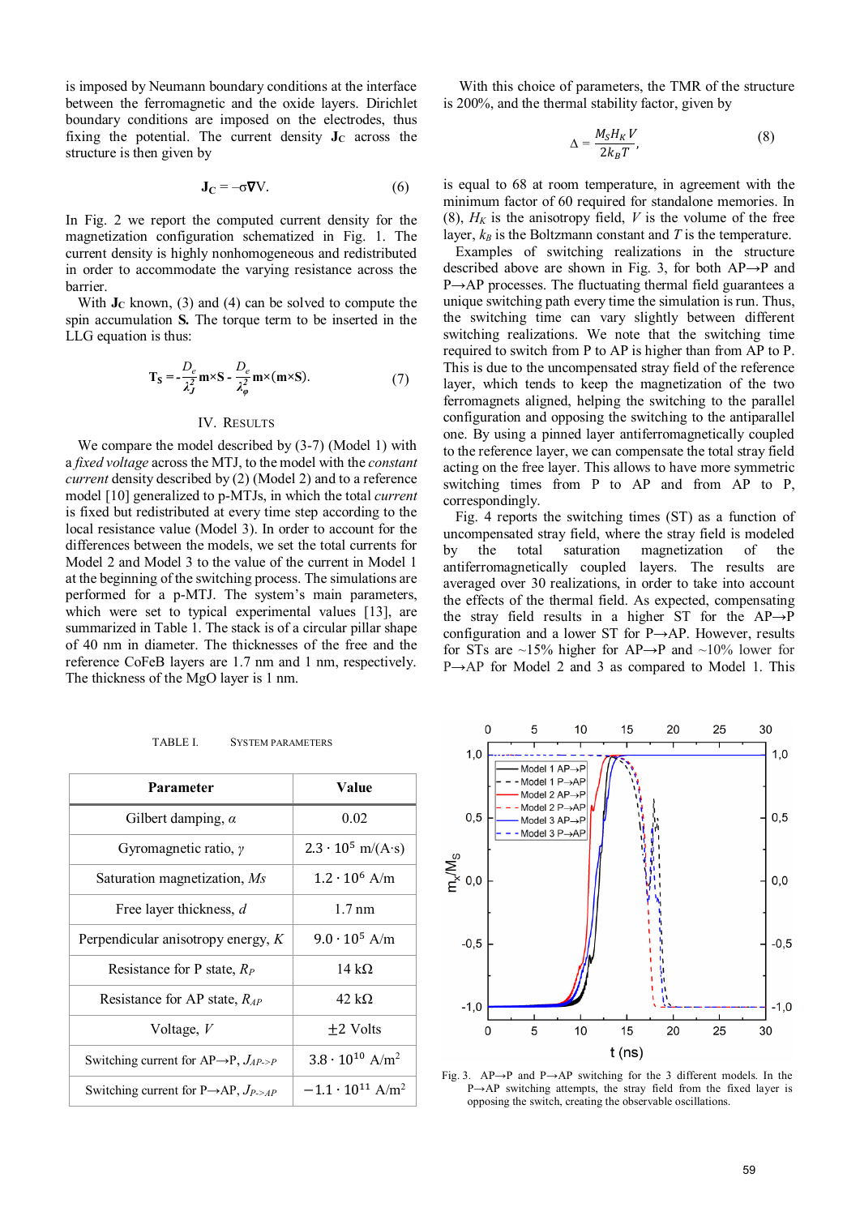is imposed by Neumann boundary conditions at the interface between the ferromagnetic and the oxide layers. Dirichlet boundary conditions are imposed on the electrodes, thus fixing the potential. The current density $\mathbf{J_C}$ across the structure is then given by

$$\mathbf{J_C} = -\sigma\nabla V. \tag{6}$$

In Fig. 2 we report the computed current density for the magnetization configuration schematized in Fig. 1. The current density is highly nonhomogeneous and redistributed in order to accommodate the varying resistance across the barrier.

With $\mathbf{J_C}$ known, (3) and (4) can be solved to compute the spin accumulation $\mathbf{S}$. The torque term to be inserted in the LLG equation is thus:

$$\mathbf{T_S} = -\frac{D_e}{\lambda_J^2}\mathbf{m}\times\mathbf{S} - \frac{D_e}{\lambda_\varphi^2}\mathbf{m}\times(\mathbf{m}\times\mathbf{S}). \tag{7}$$

## IV. Results

We compare the model described by (3-7) (Model 1) with a *fixed voltage* across the MTJ, to the model with the *constant current* density described by (2) (Model 2) and to a reference model [10] generalized to p-MTJs, in which the total *current* is fixed but redistributed at every time step according to the local resistance value (Model 3). In order to account for the differences between the models, we set the total currents for Model 2 and Model 3 to the value of the current in Model 1 at the beginning of the switching process. The simulations are performed for a p-MTJ. The system's main parameters, which were set to typical experimental values [13], are summarized in Table 1. The stack is of a circular pillar shape of 40 nm in diameter. The thicknesses of the free and the reference CoFeB layers are 1.7 nm and 1 nm, respectively. The thickness of the MgO layer is 1 nm.

TABLE I. System parameters

| Parameter | Value |
|---|---|
| Gilbert damping, $\alpha$ | 0.02 |
| Gyromagnetic ratio, $\gamma$ | $2.3 \cdot 10^5$ m/(A·s) |
| Saturation magnetization, $Ms$ | $1.2 \cdot 10^6$ A/m |
| Free layer thickness, $d$ | 1.7 nm |
| Perpendicular anisotropy energy, $K$ | $9.0 \cdot 10^5$ A/m |
| Resistance for P state, $R_P$ | 14 kΩ |
| Resistance for AP state, $R_{AP}$ | 42 kΩ |
| Voltage, $V$ | ±2 Volts |
| Switching current for AP→P, $J_{AP\text{->}P}$ | $3.8 \cdot 10^{10}$ A/m$^2$ |
| Switching current for P→AP, $J_{P\text{->}AP}$ | $-1.1 \cdot 10^{11}$ A/m$^2$ |

With this choice of parameters, the TMR of the structure is 200%, and the thermal stability factor, given by

$$\Delta = \frac{M_S H_K V}{2k_B T}, \tag{8}$$

is equal to 68 at room temperature, in agreement with the minimum factor of 60 required for standalone memories. In (8), $H_K$ is the anisotropy field, $V$ is the volume of the free layer, $k_B$ is the Boltzmann constant and $T$ is the temperature.

Examples of switching realizations in the structure described above are shown in Fig. 3, for both AP→P and P→AP processes. The fluctuating thermal field guarantees a unique switching path every time the simulation is run. Thus, the switching time can vary slightly between different switching realizations. We note that the switching time required to switch from P to AP is higher than from AP to P. This is due to the uncompensated stray field of the reference layer, which tends to keep the magnetization of the two ferromagnets aligned, helping the switching to the parallel configuration and opposing the switching to the antiparallel one. By using a pinned layer antiferromagnetically coupled to the reference layer, we can compensate the total stray field acting on the free layer. This allows to have more symmetric switching times from P to AP and from AP to P, correspondingly.

Fig. 4 reports the switching times (ST) as a function of uncompensated stray field, where the stray field is modeled by the total saturation magnetization of the antiferromagnetically coupled layers. The results are averaged over 30 realizations, in order to take into account the effects of the thermal field. As expected, compensating the stray field results in a higher ST for the AP→P configuration and a lower ST for P→AP. However, results for STs are ~15% higher for AP→P and ~10% lower for P→AP for Model 2 and 3 as compared to Model 1. This

Fig. 3. AP→P and P→AP switching for the 3 different models. In the P→AP switching attempts, the stray field from the fixed layer is opposing the switch, creating the observable oscillations.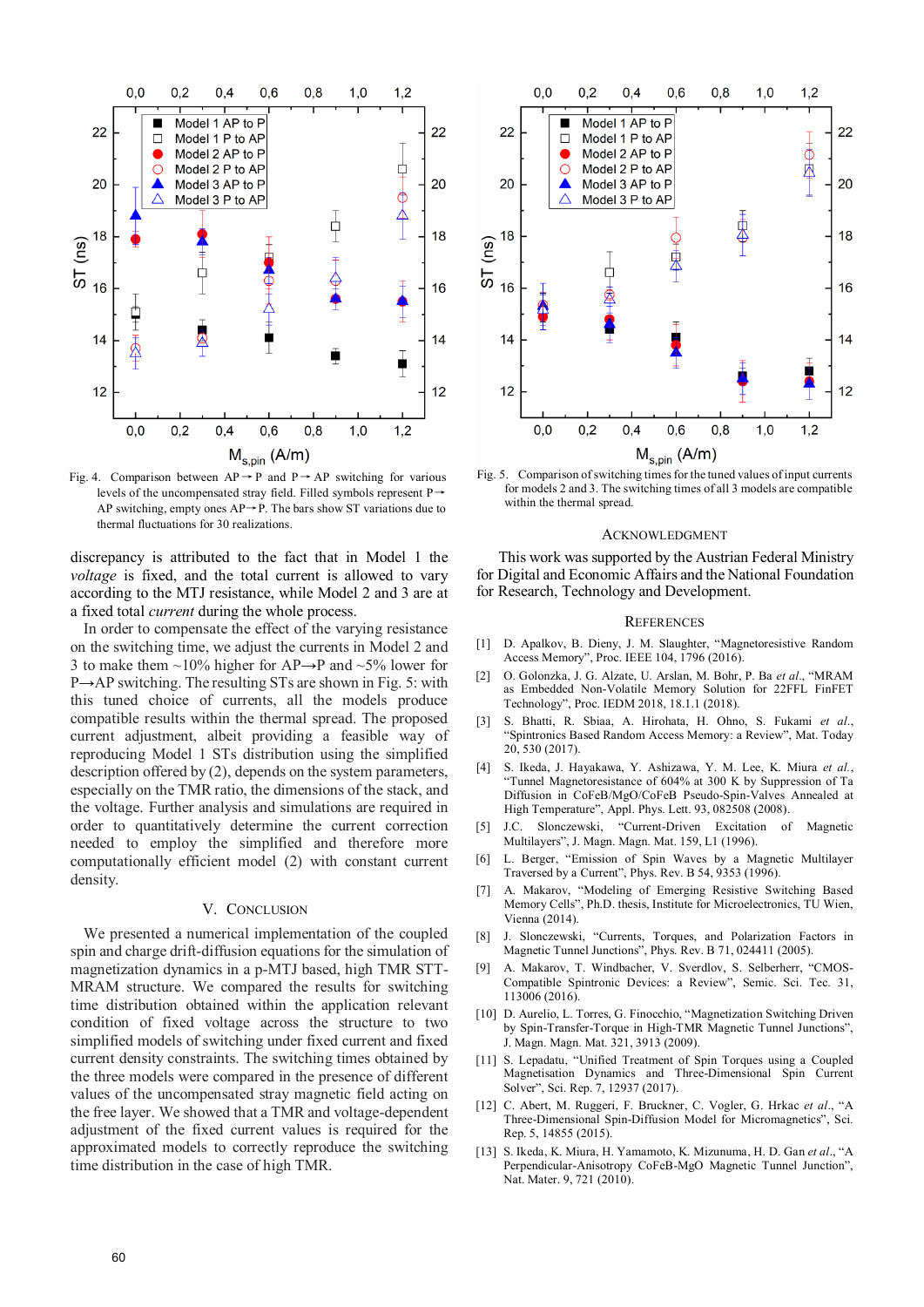0,0 0,2 0,4 0,6 0,8 1,0 1,2

22 20 18 16 14 12

ST (ns)

Model 1 AP to P
Model 1 P to AP
Model 2 AP to P
Model 2 P to AP
Model 3 AP to P
Model 3 P to AP

$M_{s,pin}$ (A/m)

Fig. 4. Comparison between AP→P and P→AP switching for various levels of the uncompensated stray field. Filled symbols represent P→AP switching, empty ones AP→P. The bars show ST variations due to thermal fluctuations for 30 realizations.

0,0 0,2 0,4 0,6 0,8 1,0 1,2

22 20 18 16 14 12

ST (ns)

Model 1 AP to P
Model 1 P to AP
Model 2 AP to P
Model 2 P to AP
Model 3 AP to P
Model 3 P to AP

$M_{s,pin}$ (A/m)

Fig. 5. Comparison of switching times for the tuned values of input currents for models 2 and 3. The switching times of all 3 models are compatible within the thermal spread.

discrepancy is attributed to the fact that in Model 1 the *voltage* is fixed, and the total current is allowed to vary according to the MTJ resistance, while Model 2 and 3 are at a fixed total *current* during the whole process.

In order to compensate the effect of the varying resistance on the switching time, we adjust the currents in Model 2 and 3 to make them ~10% higher for AP→P and ~5% lower for P→AP switching. The resulting STs are shown in Fig. 5: with this tuned choice of currents, all the models produce compatible results within the thermal spread. The proposed current adjustment, albeit providing a feasible way of reproducing Model 1 STs distribution using the simplified description offered by (2), depends on the system parameters, especially on the TMR ratio, the dimensions of the stack, and the voltage. Further analysis and simulations are required in order to quantitatively determine the current correction needed to employ the simplified and therefore more computationally efficient model (2) with constant current density.

## V. Conclusion

We presented a numerical implementation of the coupled spin and charge drift-diffusion equations for the simulation of magnetization dynamics in a p-MTJ based, high TMR STT-MRAM structure. We compared the results for switching time distribution obtained within the application relevant condition of fixed voltage across the structure to two simplified models of switching under fixed current and fixed current density constraints. The switching times obtained by the three models were compared in the presence of different values of the uncompensated stray magnetic field acting on the free layer. We showed that a TMR and voltage-dependent adjustment of the fixed current values is required for the approximated models to correctly reproduce the switching time distribution in the case of high TMR.

## Acknowledgment

This work was supported by the Austrian Federal Ministry for Digital and Economic Affairs and the National Foundation for Research, Technology and Development.

## References

[1] D. Apalkov, B. Dieny, J. M. Slaughter, "Magnetoresistive Random Access Memory", Proc. IEEE 104, 1796 (2016).

[2] O. Golonzka, J. G. Alzate, U. Arslan, M. Bohr, P. Ba *et al*., "MRAM as Embedded Non-Volatile Memory Solution for 22FFL FinFET Technology", Proc. IEDM 2018, 18.1.1 (2018).

[3] S. Bhatti, R. Sbiaa, A. Hirohata, H. Ohno, S. Fukami *et al*., "Spintronics Based Random Access Memory: a Review", Mat. Today 20, 530 (2017).

[4] S. Ikeda, J. Hayakawa, Y. Ashizawa, Y. M. Lee, K. Miura *et al.*, "Tunnel Magnetoresistance of 604% at 300 K by Suppression of Ta Diffusion in CoFeB/MgO/CoFeB Pseudo-Spin-Valves Annealed at High Temperature", Appl. Phys. Lett. 93, 082508 (2008).

[5] J.C. Slonczewski, "Current-Driven Excitation of Magnetic Multilayers", J. Magn. Magn. Mat. 159, L1 (1996).

[6] L. Berger, "Emission of Spin Waves by a Magnetic Multilayer Traversed by a Current", Phys. Rev. B 54, 9353 (1996).

[7] A. Makarov, "Modeling of Emerging Resistive Switching Based Memory Cells", Ph.D. thesis, Institute for Microelectronics, TU Wien, Vienna (2014).

[8] J. Slonczewski, "Currents, Torques, and Polarization Factors in Magnetic Tunnel Junctions", Phys. Rev. B 71, 024411 (2005).

[9] A. Makarov, T. Windbacher, V. Sverdlov, S. Selberherr, "CMOS-Compatible Spintronic Devices: a Review", Semic. Sci. Tec. 31, 113006 (2016).

[10] D. Aurelio, L. Torres, G. Finocchio, "Magnetization Switching Driven by Spin-Transfer-Torque in High-TMR Magnetic Tunnel Junctions", J. Magn. Magn. Mat. 321, 3913 (2009).

[11] S. Lepadatu, "Unified Treatment of Spin Torques using a Coupled Magnetisation Dynamics and Three-Dimensional Spin Current Solver", Sci. Rep. 7, 12937 (2017).

[12] C. Abert, M. Ruggeri, F. Bruckner, C. Vogler, G. Hrkac *et al*., "A Three-Dimensional Spin-Diffusion Model for Micromagnetics", Sci. Rep. 5, 14855 (2015).

[13] S. Ikeda, K. Miura, H. Yamamoto, K. Mizunuma, H. D. Gan *et al*., "A Perpendicular-Anisotropy CoFeB-MgO Magnetic Tunnel Junction", Nat. Mater. 9, 721 (2010).